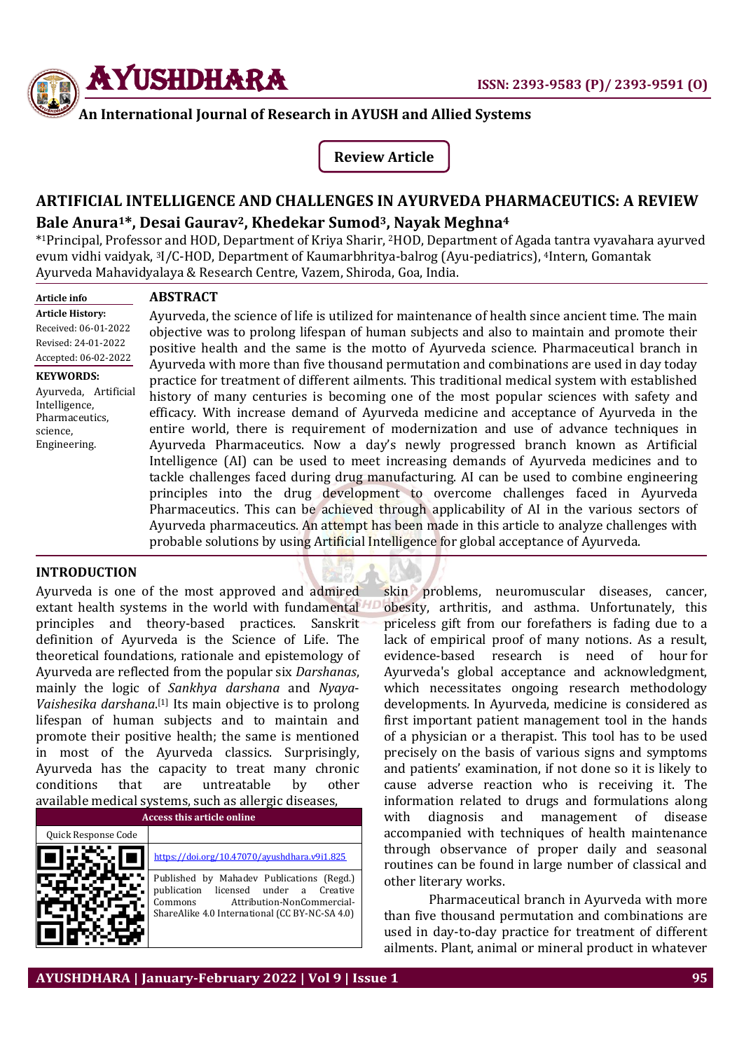# ARTIFICIAL INTELLIGENCE AND CHALLENGES IN AYURVEDA PHARMACEUTICS: A REVIEW

**Bale Anura[1]*, Desai Gaurav[2], Khedekar Sumod[3], Nayak Meghna[4]**

*[1]Principal, Professor and HOD, Department of Kriya Sharir, [2]HOD, Department of Agada tantra vyavahara ayurved evum vidhi vaidyak, [3]I/C-HOD, Department of Kaumarbhritya-balrog (Ayu-pediatrics), [4]Intern, Gomantak Ayurveda Mahavidyalaya & Research Centre, Vazem, Shiroda, Goa, India.

**Article info**

**Article History:**
Received: 06-01-2022
Revised: 24-01-2022
Accepted: 06-02-2022

**KEYWORDS:**
Ayurveda, Artificial Intelligence, Pharmaceutics, science, Engineering.

## ABSTRACT

Ayurveda, the science of life is utilized for maintenance of health since ancient time. The main objective was to prolong lifespan of human subjects and also to maintain and promote their positive health and the same is the motto of Ayurveda science. Pharmaceutical branch in Ayurveda with more than five thousand permutation and combinations are used in day today practice for treatment of different ailments. This traditional medical system with established history of many centuries is becoming one of the most popular sciences with safety and efficacy. With increase demand of Ayurveda medicine and acceptance of Ayurveda in the entire world, there is requirement of modernization and use of advance techniques in Ayurveda Pharmaceutics. Now a day's newly progressed branch known as Artificial Intelligence (AI) can be used to meet increasing demands of Ayurveda medicines and to tackle challenges faced during drug manufacturing. AI can be used to combine engineering principles into the drug development through to overcome challenges faced in Ayurveda Pharmaceutics. This can be achieved through applicability of AI in the various sectors of Ayurveda pharmaceutics. An attempt has been made in this article to analyze challenges with probable solutions by using Artificial Intelligence for global acceptance of Ayurveda.

## INTRODUCTION

Ayurveda is one of the most approved and admired extant health systems in the world with fundamental principles and theory-based practices. Sanskrit definition of Ayurveda is the Science of Life. The theoretical foundations, rationale and epistemology of Ayurveda are reflected from the popular six *Darshanas*, mainly the logic of *Sankhya darshana* and *Nyaya-Vaishesika darshana*.[1] Its main objective is to prolong lifespan of human subjects and to maintain and promote their positive health; the same is mentioned in most of the Ayurveda classics. Surprisingly, Ayurveda has the capacity to treat many chronic conditions that are untreatable by other available medical systems, such as allergic diseases, skin problems, neuromuscular diseases, cancer, obesity, arthritis, and asthma. Unfortunately, this priceless gift from our forefathers is fading due to a lack of empirical proof of many notions. As a result, evidence-based research is need of hour for Ayurveda's global acceptance and acknowledgment, which necessitates ongoing research methodology developments. In Ayurveda, medicine is considered as first important patient management tool in the hands of a physician or a therapist. This tool has to be used precisely on the basis of various signs and symptoms and patients' examination, if not done so it is likely to cause adverse reaction who is receiving it. The information related to drugs and formulations along with diagnosis and management of disease accompanied with techniques of health maintenance through observance of proper daily and seasonal routines can be found in large number of classical and other literary works.

Pharmaceutical branch in Ayurveda with more than five thousand permutation and combinations are used in day-to-day practice for treatment of different ailments. Plant, animal or mineral product in whatever

| Access this article online | |
|---|---|
| Quick Response Code | |
| | https://doi.org/10.47070/ayushdhara.v9i1.825 |
| | Published by Mahadev Publications (Regd.) publication licensed under a Creative Commons Attribution-NonCommercial-ShareAlike 4.0 International (CC BY-NC-SA 4.0) |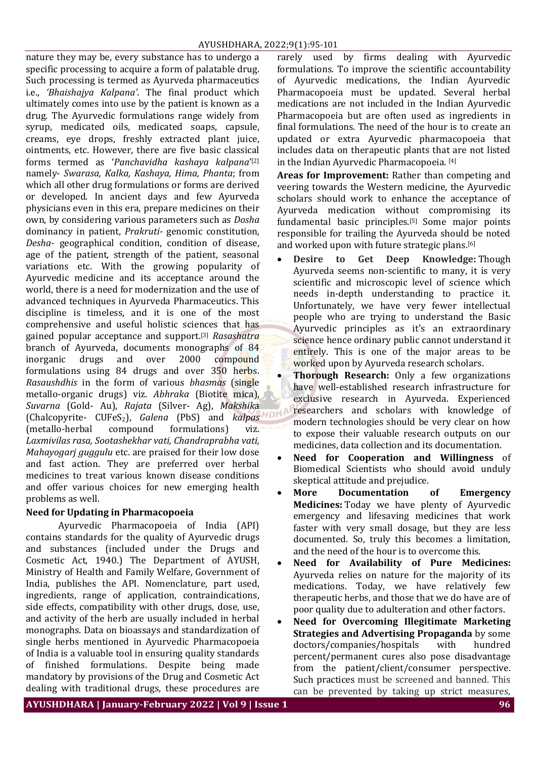nature they may be, every substance has to undergo a specific processing to acquire a form of palatable drug. Such processing is termed as Ayurveda pharmaceutics i.e., *'Bhaishajya Kalpana'*. The final product which ultimately comes into use by the patient is known as a drug. The Ayurvedic formulations range widely from syrup, medicated oils, medicated soaps, capsule, creams, eye drops, freshly extracted plant juice, ointments, etc. However, there are five basic classical forms termed as '*Panchavidha kashaya kalpana*'[2] namely- *Swarasa, Kalka, Kashaya, Hima, Phanta*; from which all other drug formulations or forms are derived or developed. In ancient days and few Ayurveda physicians even in this era, prepare medicines on their own, by considering various parameters such as *Dosha* dominancy in patient, *Prakruti*- genomic constitution, *Desha*- geographical condition, condition of disease, age of the patient, strength of the patient, seasonal variations etc. With the growing popularity of Ayurvedic medicine and its acceptance around the world, there is a need for modernization and the use of advanced techniques in Ayurveda Pharmaceutics. This discipline is timeless, and it is one of the most comprehensive and useful holistic sciences that has gained popular acceptance and support.[3] *Rasashatra* branch of Ayurveda, documents monographs of 84 inorganic drugs and over 2000 compound formulations using 84 drugs and over 350 herbs. *Rasaushdhis* in the form of various *bhasmas* (single metallo-organic drugs) viz. *Abhraka* (Biotite mica), *Suvarna* (Gold- Au), *Rajata* (Silver- Ag), *Makshika* (Chalcopyrite- $CuFeS_2$), *Galena* (PbS) and *kalpas* (metallo-herbal compound formulations) viz. *Laxmivilas rasa, Sootashekhar vati, Chandraprabha vati, Mahayogarj guggulu* etc. are praised for their low dose and fast action. They are preferred over herbal medicines to treat various known disease conditions and offer various choices for new emerging health problems as well.

**Need for Updating in Pharmacopoeia**

Ayurvedic Pharmacopoeia of India (API) contains standards for the quality of Ayurvedic drugs and substances (included under the Drugs and Cosmetic Act, 1940.) The Department of AYUSH, Ministry of Health and Family Welfare, Government of India, publishes the API. Nomenclature, part used, ingredients, range of application, contraindications, side effects, compatibility with other drugs, dose, use, and activity of the herb are usually included in herbal monographs. Data on bioassays and standardization of single herbs mentioned in Ayurvedic Pharmacopoeia of India is a valuable tool in ensuring quality standards of finished formulations. Despite being made mandatory by provisions of the Drug and Cosmetic Act dealing with traditional drugs, these procedures are rarely used by firms dealing with Ayurvedic formulations. To improve the scientific accountability of Ayurvedic medications, the Indian Ayurvedic Pharmacopoeia must be updated. Several herbal medications are not included in the Indian Ayurvedic Pharmacopoeia but are often used as ingredients in final formulations. The need of the hour is to create an updated or extra Ayurvedic pharmacopoeia that includes data on therapeutic plants that are not listed in the Indian Ayurvedic Pharmacopoeia. [4]

**Areas for Improvement:** Rather than competing and veering towards the Western medicine, the Ayurvedic scholars should work to enhance the acceptance of Ayurveda medication without compromising its fundamental basic principles.[5] Some major points responsible for trailing the Ayurveda should be noted and worked upon with future strategic plans.[6]

- **Desire to Get Deep Knowledge:** Though Ayurveda seems non-scientific to many, it is very scientific and microscopic level of science which needs in-depth understanding to practice it. Unfortunately, we have very fewer intellectual people who are trying to understand the Basic Ayurvedic principles as it's an extraordinary science hence ordinary public cannot understand it entirely. This is one of the major areas to be worked upon by Ayurveda research scholars.
- **Thorough Research:** Only a few organizations have well-established research infrastructure for exclusive research in Ayurveda. Experienced researchers and scholars with knowledge of modern technologies should be very clear on how to expose their valuable research outputs on our medicines, data collection and its documentation.
- **Need for Cooperation and Willingness** of Biomedical Scientists who should avoid unduly skeptical attitude and prejudice.
- **More Documentation of Emergency Medicines:** Today we have plenty of Ayurvedic emergency and lifesaving medicines that work faster with very small dosage, but they are less documented. So, truly this becomes a limitation, and the need of the hour is to overcome this.
- **Need for Availability of Pure Medicines:** Ayurveda relies on nature for the majority of its medications. Today, we have relatively few therapeutic herbs, and those that we do have are of poor quality due to adulteration and other factors.
- **Need for Overcoming Illegitimate Marketing Strategies and Advertising Propaganda** by some doctors/companies/hospitals with hundred percent/permanent cures also pose disadvantage from the patient/client/consumer perspective. Such practices must be screened and banned. This can be prevented by taking up strict measures,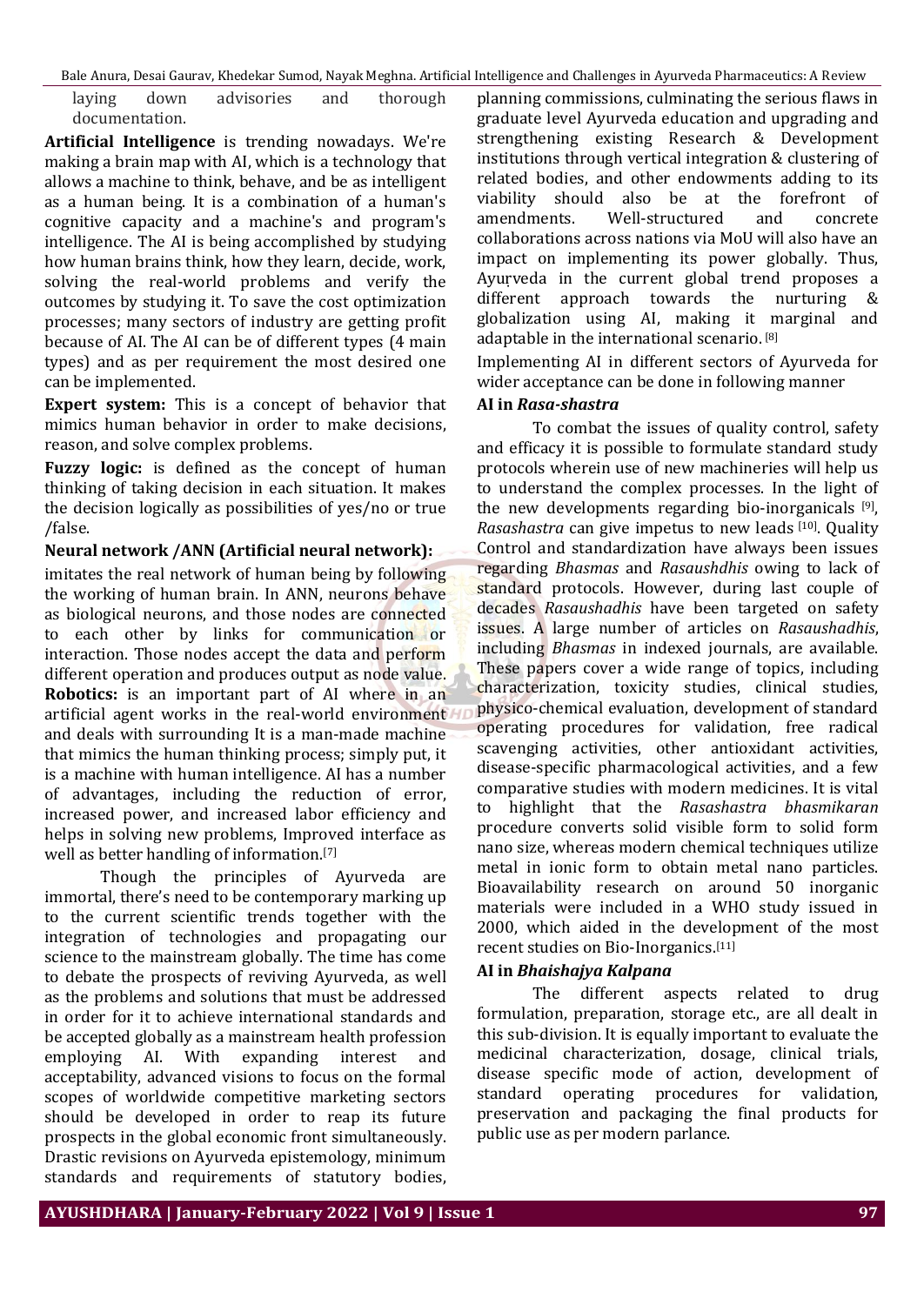laying down advisories and thorough documentation.

**Artificial Intelligence** is trending nowadays. We're making a brain map with AI, which is a technology that allows a machine to think, behave, and be as intelligent as a human being. It is a combination of a human's cognitive capacity and a machine's and program's intelligence. The AI is being accomplished by studying how human brains think, how they learn, decide, work, solving the real-world problems and verify the outcomes by studying it. To save the cost optimization processes; many sectors of industry are getting profit because of AI. The AI can be of different types (4 main types) and as per requirement the most desired one can be implemented.

**Expert system:** This is a concept of behavior that mimics human behavior in order to make decisions, reason, and solve complex problems.

**Fuzzy logic:** is defined as the concept of human thinking of taking decision in each situation. It makes the decision logically as possibilities of yes/no or true /false.

**Neural network /ANN (Artificial neural network):** imitates the real network of human being by following the working of human brain. In ANN, neurons behave as biological neurons, and those nodes are connected to each other by links for communication or interaction. Those nodes accept the data and perform different operation and produces output as node value.

**Robotics:** is an important part of AI where in an artificial agent works in the real-world environment and deals with surrounding It is a man-made machine that mimics the human thinking process; simply put, it is a machine with human intelligence. AI has a number of advantages, including the reduction of error, increased power, and increased labor efficiency and helps in solving new problems, Improved interface as well as better handling of information.[7]

Though the principles of Ayurveda are immortal, there's need to be contemporary marking up to the current scientific trends together with the integration of technologies and propagating our science to the mainstream globally. The time has come to debate the prospects of reviving Ayurveda, as well as the problems and solutions that must be addressed in order for it to achieve international standards and be accepted globally as a mainstream health profession employing AI. With expanding interest and acceptability, advanced visions to focus on the formal scopes of worldwide competitive marketing sectors should be developed in order to reap its future prospects in the global economic front simultaneously. Drastic revisions on Ayurveda epistemology, minimum standards and requirements of statutory bodies, planning commissions, culminating the serious flaws in graduate level Ayurveda education and upgrading and strengthening existing Research & Development institutions through vertical integration & clustering of related bodies, and other endowments adding to its viability should also be at the forefront of amendments. Well-structured and concrete collaborations across nations via MoU will also have an impact on implementing its power globally. Thus, Ayurveda in the current global trend proposes a different approach towards the nurturing & globalization using AI, making it marginal and adaptable in the international scenario.[8]

Implementing AI in different sectors of Ayurveda for wider acceptance can be done in following manner

**AI in *Rasa-shastra***

To combat the issues of quality control, safety and efficacy it is possible to formulate standard study protocols wherein use of new machineries will help us to understand the complex processes. In the light of the new developments regarding bio-inorganicals [9], *Rasashastra* can give impetus to new leads [10]. Quality Control and standardization have always been issues regarding *Bhasmas* and *Rasaushdhis* owing to lack of standard protocols. However, during last couple of decades *Rasaushadhis* have been targeted on safety issues. A large number of articles on *Rasaushadhis*, including *Bhasmas* in indexed journals, are available. These papers cover a wide range of topics, including characterization, toxicity studies, clinical studies, physico-chemical evaluation, development of standard operating procedures for validation, free radical scavenging activities, other antioxidant activities, disease-specific pharmacological activities, and a few comparative studies with modern medicines. It is vital to highlight that the *Rasashastra bhasmikaran* procedure converts solid visible form to solid form nano size, whereas modern chemical techniques utilize metal in ionic form to obtain metal nano particles. Bioavailability research on around 50 inorganic materials were included in a WHO study issued in 2000, which aided in the development of the most recent studies on Bio-Inorganics.[11]

**AI in *Bhaishajya Kalpana***

The different aspects related to drug formulation, preparation, storage etc., are all dealt in this sub-division. It is equally important to evaluate the medicinal characterization, dosage, clinical trials, disease specific mode of action, development of standard operating procedures for validation, preservation and packaging the final products for public use as per modern parlance.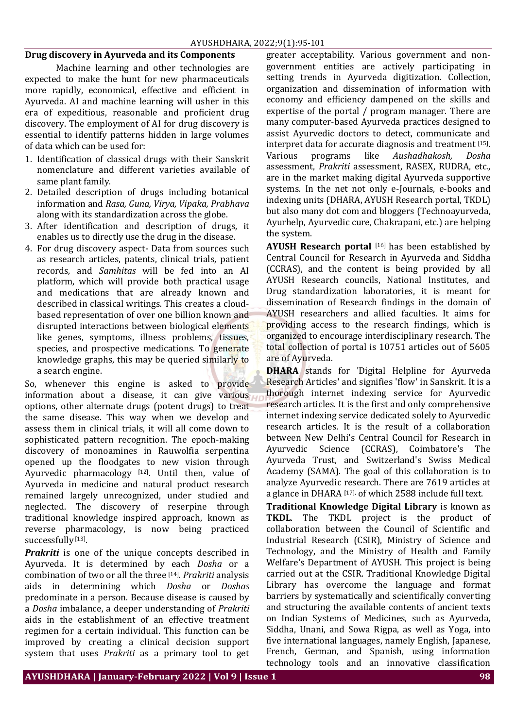## Drug discovery in Ayurveda and its Components

Machine learning and other technologies are expected to make the hunt for new pharmaceuticals more rapidly, economical, effective and efficient in Ayurveda. AI and machine learning will usher in this era of expeditious, reasonable and proficient drug discovery. The employment of AI for drug discovery is essential to identify patterns hidden in large volumes of data which can be used for:

1. Identification of classical drugs with their Sanskrit nomenclature and different varieties available of same plant family.
2. Detailed description of drugs including botanical information and *Rasa, Guna, Virya, Vipaka, Prabhava* along with its standardization across the globe.
3. After identification and description of drugs, it enables us to directly use the drug in the disease.
4. For drug discovery aspect- Data from sources such as research articles, patents, clinical trials, patient records, and *Samhitas* will be fed into an AI platform, which will provide both practical usage and medications that are already known and described in classical writings. This creates a cloud-based representation of over one billion known and disrupted interactions between biological elements like genes, symptoms, illness problems, tissues, species, and prospective medications. To generate knowledge graphs, this may be queried similarly to a search engine.

So, whenever this engine is asked to provide information about a disease, it can give various options, other alternate drugs (potent drugs) to treat the same disease. This way when we develop and assess them in clinical trials, it will all come down to sophisticated pattern recognition. The epoch-making discovery of monoamines in Rauwolfia serpentina opened up the floodgates to new vision through Ayurvedic pharmacology [12]. Until then, value of Ayurveda in medicine and natural product research remained largely unrecognized, under studied and neglected. The discovery of reserpine through traditional knowledge inspired approach, known as reverse pharmacology, is now being practiced successfully [13].

***Prakriti*** is one of the unique concepts described in Ayurveda. It is determined by each *Dosha* or a combination of two or all the three [14]. *Prakriti* analysis aids in determining which *Dosha* or *Doshas* predominate in a person. Because disease is caused by a *Dosha* imbalance, a deeper understanding of *Prakriti* aids in the establishment of an effective treatment regimen for a certain individual. This function can be improved by creating a clinical decision support system that uses *Prakriti* as a primary tool to get greater acceptability. Various government and non-government entities are actively participating in setting trends in Ayurveda digitization. Collection, organization and dissemination of information with economy and efficiency dampened on the skills and expertise of the portal / program manager. There are many computer-based Ayurveda practices designed to assist Ayurvedic doctors to detect, communicate and interpret data for accurate diagnosis and treatment [15]. Various programs like *Aushadhakosh, Dosha* assessment, *Prakriti* assessment, RASEX, RUDRA, etc., are in the market making digital Ayurveda supportive systems. In the net not only e-Journals, e-books and indexing units (DHARA, AYUSH Research portal, TKDL) but also many dot com and bloggers (Technoayurveda, Ayurhelp, Ayurvedic cure, Chakrapani, etc.) are helping the system.

**AYUSH Research portal** [16] has been established by Central Council for Research in Ayurveda and Siddha (CCRAS), and the content is being provided by all AYUSH Research councils, National Institutes, and Drug standardization laboratories, it is meant for dissemination of Research findings in the domain of AYUSH researchers and allied faculties. It aims for providing access to the research findings, which is organized to encourage interdisciplinary research. The total collection of portal is 10751 articles out of 5605 are of Ayurveda.

**DHARA** stands for 'Digital Helpline for Ayurveda Research Articles' and signifies 'flow' in Sanskrit. It is a thorough internet indexing service for Ayurvedic research articles. It is the first and only comprehensive internet indexing service dedicated solely to Ayurvedic research articles. It is the result of a collaboration between New Delhi's Central Council for Research in Ayurvedic Science (CCRAS), Coimbatore's The Ayurveda Trust, and Switzerland's Swiss Medical Academy (SAMA). The goal of this collaboration is to analyze Ayurvedic research. There are 7619 articles at a glance in DHARA [17], of which 2588 include full text.

**Traditional Knowledge Digital Library** is known as **TKDL**. The TKDL project is the product of collaboration between the Council of Scientific and Industrial Research (CSIR), Ministry of Science and Technology, and the Ministry of Health and Family Welfare's Department of AYUSH. This project is being carried out at the CSIR. Traditional Knowledge Digital Library has overcome the language and format barriers by systematically and scientifically converting and structuring the available contents of ancient texts on Indian Systems of Medicines, such as Ayurveda, Siddha, Unani, and Sowa Rigpa, as well as Yoga, into five international languages, namely English, Japanese, French, German, and Spanish, using information technology tools and an innovative classification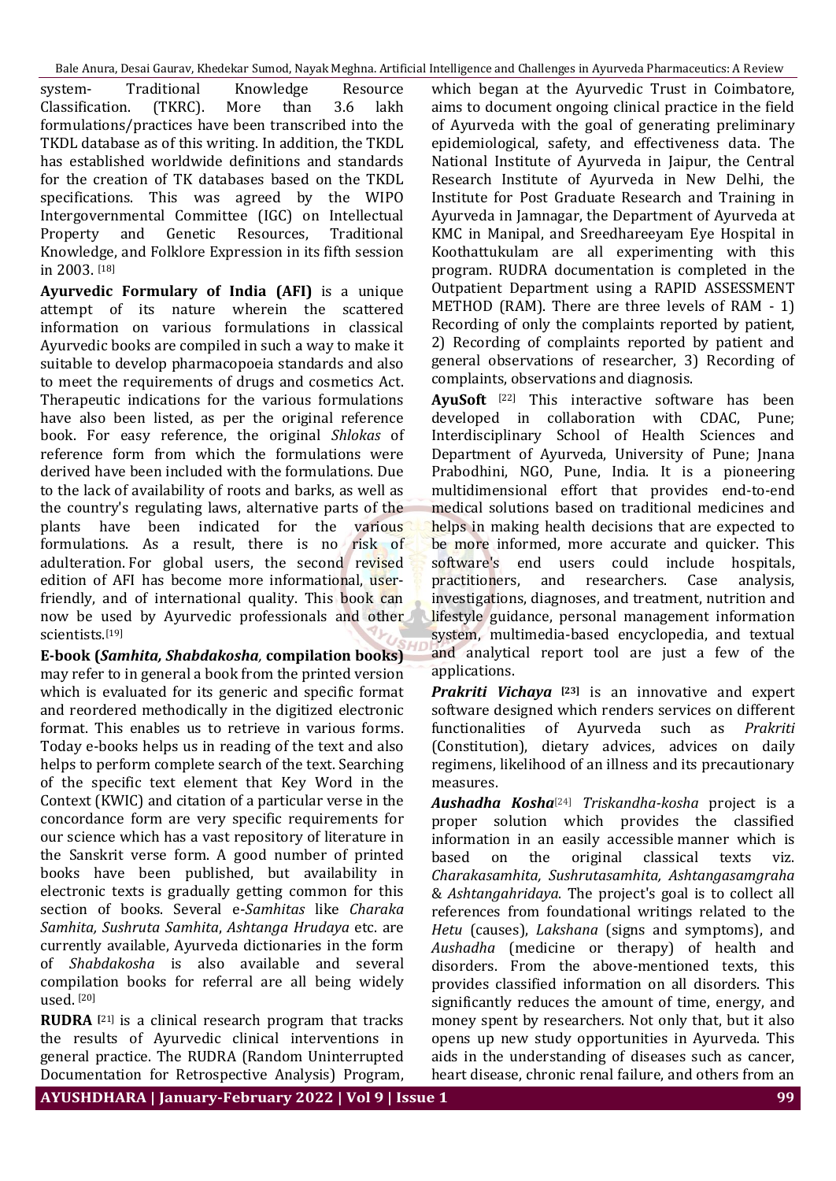system- Traditional Knowledge Resource Classification. (TKRC). More than 3.6 lakh formulations/practices have been transcribed into the TKDL database as of this writing. In addition, the TKDL has established worldwide definitions and standards for the creation of TK databases based on the TKDL specifications. This was agreed by the WIPO Intergovernmental Committee (IGC) on Intellectual Property and Genetic Resources, Traditional Knowledge, and Folklore Expression in its fifth session in 2003. [18]

**Ayurvedic Formulary of India (AFI)** is a unique attempt of its nature wherein the scattered information on various formulations in classical Ayurvedic books are compiled in such a way to make it suitable to develop pharmacopoeia standards and also to meet the requirements of drugs and cosmetics Act. Therapeutic indications for the various formulations have also been listed, as per the original reference book. For easy reference, the original *Shlokas* of reference form from which the formulations were derived have been included with the formulations. Due to the lack of availability of roots and barks, as well as the country's regulating laws, alternative parts of the plants have been indicated for the various formulations. As a result, there is no risk of adulteration. For global users, the second revised edition of AFI has become more informational, user-friendly, and of international quality. This book can now be used by Ayurvedic professionals and other scientists.[19]

**E-book (*Samhita, Shabdakosha,* compilation books)** may refer to in general a book from the printed version which is evaluated for its generic and specific format and reordered methodically in the digitized electronic format. This enables us to retrieve in various forms. Today e-books helps us in reading of the text and also helps to perform complete search of the text. Searching of the specific text element that Key Word in the Context (KWIC) and citation of a particular verse in the concordance form are very specific requirements for our science which has a vast repository of literature in the Sanskrit verse form. A good number of printed books have been published, but availability in electronic texts is gradually getting common for this section of books. Several e-*Samhitas* like *Charaka Samhita, Sushruta Samhita*, *Ashtanga Hrudaya* etc. are currently available, Ayurveda dictionaries in the form of *Shabdakosha* is also available and several compilation books for referral are all being widely used. [20]

**RUDRA** [21] is a clinical research program that tracks the results of Ayurvedic clinical interventions in general practice. The RUDRA (Random Uninterrupted Documentation for Retrospective Analysis) Program, which began at the Ayurvedic Trust in Coimbatore, aims to document ongoing clinical practice in the field of Ayurveda with the goal of generating preliminary epidemiological, safety, and effectiveness data. The National Institute of Ayurveda in Jaipur, the Central Research Institute of Ayurveda in New Delhi, the Institute for Post Graduate Research and Training in Ayurveda in Jamnagar, the Department of Ayurveda at KMC in Manipal, and Sreedhareeyam Eye Hospital in Koothattukulam are all experimenting with this program. RUDRA documentation is completed in the Outpatient Department using a RAPID ASSESSMENT METHOD (RAM). There are three levels of RAM - 1) Recording of only the complaints reported by patient, 2) Recording of complaints reported by patient and general observations of researcher, 3) Recording of complaints, observations and diagnosis.

**AyuSoft** [22] This interactive software has been developed in collaboration with CDAC, Pune; Interdisciplinary School of Health Sciences and Department of Ayurveda, University of Pune; Jnana Prabodhini, NGO, Pune, India. It is a pioneering multidimensional effort that provides end-to-end medical solutions based on traditional medicines and helps in making health decisions that are expected to be more informed, more accurate and quicker. This software's end users could include hospitals, practitioners, and researchers. Case analysis, investigations, diagnoses, and treatment, nutrition and lifestyle guidance, personal management information system, multimedia-based encyclopedia, and textual and analytical report tool are just a few of the applications.

***Prakriti Vichaya* [23]** is an innovative and expert software designed which renders services on different functionalities of Ayurveda such as *Prakriti* (Constitution), dietary advices, advices on daily regimens, likelihood of an illness and its precautionary measures.

***Aushadha Kosha***[24] *Triskandha-kosha* project is a proper solution which provides the classified information in an easily accessible manner which is based on the original classical texts viz. *Charakasamhita, Sushrutasamhita, Ashtangasamgraha* & *Ashtangahridaya*. The project's goal is to collect all references from foundational writings related to the *Hetu* (causes), *Lakshana* (signs and symptoms), and *Aushadha* (medicine or therapy) of health and disorders. From the above-mentioned texts, this provides classified information on all disorders. This significantly reduces the amount of time, energy, and money spent by researchers. Not only that, but it also opens up new study opportunities in Ayurveda. This aids in the understanding of diseases such as cancer, heart disease, chronic renal failure, and others from an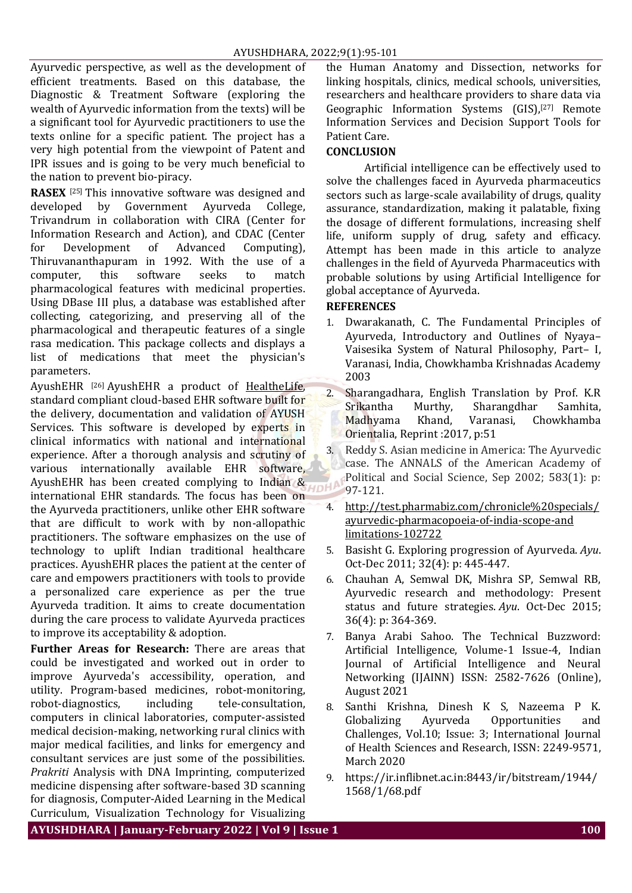Ayurvedic perspective, as well as the development of efficient treatments. Based on this database, the Diagnostic & Treatment Software (exploring the wealth of Ayurvedic information from the texts) will be a significant tool for Ayurvedic practitioners to use the texts online for a specific patient. The project has a very high potential from the viewpoint of Patent and IPR issues and is going to be very much beneficial to the nation to prevent bio-piracy.

**RASEX** [25] This innovative software was designed and developed by Government Ayurveda College, Trivandrum in collaboration with CIRA (Center for Information Research and Action), and CDAC (Center for Development of Advanced Computing), Thiruvananthapuram in 1992. With the use of a computer, this software seeks to match pharmacological features with medicinal properties. Using DBase III plus, a database was established after collecting, categorizing, and preserving all of the pharmacological and therapeutic features of a single rasa medication. This package collects and displays a list of medications that meet the physician's parameters.

AyushEHR [26] AyushEHR a product of HealtheLife, standard compliant cloud-based EHR software built for the delivery, documentation and validation of AYUSH Services. This software is developed by experts in clinical informatics with national and international experience. After a thorough analysis and scrutiny of various internationally available EHR software, AyushEHR has been created complying to Indian & international EHR standards. The focus has been on the Ayurveda practitioners, unlike other EHR software that are difficult to work with by non-allopathic practitioners. The software emphasizes on the use of technology to uplift Indian traditional healthcare practices. AyushEHR places the patient at the center of care and empowers practitioners with tools to provide a personalized care experience as per the true Ayurveda tradition. It aims to create documentation during the care process to validate Ayurveda practices to improve its acceptability & adoption.

**Further Areas for Research:** There are areas that could be investigated and worked out in order to improve Ayurveda's accessibility, operation, and utility. Program-based medicines, robot-monitoring, robot-diagnostics, including tele-consultation, computers in clinical laboratories, computer-assisted medical decision-making, networking rural clinics with major medical facilities, and links for emergency and consultant services are just some of the possibilities. *Prakriti* Analysis with DNA Imprinting, computerized medicine dispensing after software-based 3D scanning for diagnosis, Computer-Aided Learning in the Medical Curriculum, Visualization Technology for Visualizing the Human Anatomy and Dissection, networks for linking hospitals, clinics, medical schools, universities, researchers and healthcare providers to share data via Geographic Information Systems (GIS),[27] Remote Information Services and Decision Support Tools for Patient Care.

## CONCLUSION

Artificial intelligence can be effectively used to solve the challenges faced in Ayurveda pharmaceutics sectors such as large-scale availability of drugs, quality assurance, standardization, making it palatable, fixing the dosage of different formulations, increasing shelf life, uniform supply of drug, safety and efficacy. Attempt has been made in this article to analyze challenges in the field of Ayurveda Pharmaceutics with probable solutions by using Artificial Intelligence for global acceptance of Ayurveda.

## REFERENCES

1. Dwarakanath, C. The Fundamental Principles of Ayurveda, Introductory and Outlines of Nyaya–Vaisesika System of Natural Philosophy, Part– I, Varanasi, India, Chowkhamba Krishnadas Academy 2003
2. Sharangadhara, English Translation by Prof. K.R Srikantha Murthy, Sharangdhar Samhita, Madhyama Khand, Varanasi, Chowkhamba Orientalia, Reprint :2017, p:51
3. Reddy S. Asian medicine in America: The Ayurvedic case. The ANNALS of the American Academy of Political and Social Science, Sep 2002; 583(1): p: 97-121.
4. http://test.pharmabiz.com/chronicle%20specials/ayurvedic-pharmacopoeia-of-india-scope-and limitations-102722
5. Basisht G. Exploring progression of Ayurveda. *Ayu*. Oct-Dec 2011; 32(4): p: 445-447.
6. Chauhan A, Semwal DK, Mishra SP, Semwal RB, Ayurvedic research and methodology: Present status and future strategies. *Ayu*. Oct-Dec 2015; 36(4): p: 364-369.
7. Banya Arabi Sahoo. The Technical Buzzword: Artificial Intelligence, Volume-1 Issue-4, Indian Journal of Artificial Intelligence and Neural Networking (IJAINN) ISSN: 2582-7626 (Online), August 2021
8. Santhi Krishna, Dinesh K S, Nazeema P K. Globalizing Ayurveda Opportunities and Challenges, Vol.10; Issue: 3; International Journal of Health Sciences and Research, ISSN: 2249-9571, March 2020
9. https://ir.inflibnet.ac.in:8443/ir/bitstream/1944/1568/1/68.pdf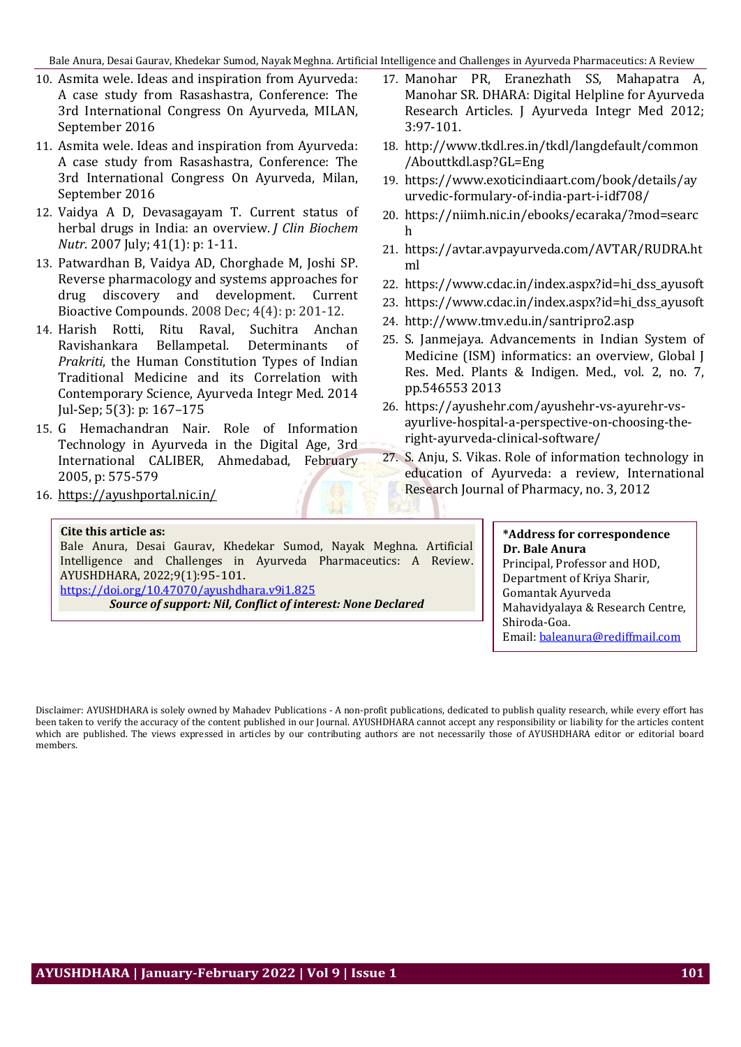10. Asmita wele. Ideas and inspiration from Ayurveda: A case study from Rasashastra, Conference: The 3rd International Congress On Ayurveda, MILAN, September 2016
11. Asmita wele. Ideas and inspiration from Ayurveda: A case study from Rasashastra, Conference: The 3rd International Congress On Ayurveda, Milan, September 2016
12. Vaidya A D, Devasagayam T. Current status of herbal drugs in India: an overview. *J Clin Biochem Nutr*. 2007 July; 41(1): p: 1-11.
13. Patwardhan B, Vaidya AD, Chorghade M, Joshi SP. Reverse pharmacology and systems approaches for drug discovery and development. Current Bioactive Compounds. 2008 Dec; 4(4): p: 201-12.
14. Harish Rotti, Ritu Raval, Suchitra Anchan Ravishankara Bellampetal. Determinants of *Prakriti*, the Human Constitution Types of Indian Traditional Medicine and its Correlation with Contemporary Science, Ayurveda Integr Med. 2014 Jul-Sep; 5(3): p: 167–175
15. G Hemachandran Nair. Role of Information Technology in Ayurveda in the Digital Age, 3rd International CALIBER, Ahmedabad, February 2005, p: 575-579
16. https://ayushportal.nic.in/
17. Manohar PR, Eranezhath SS, Mahapatra A, Manohar SR. DHARA: Digital Helpline for Ayurveda Research Articles. J Ayurveda Integr Med 2012; 3:97-101.
18. http://www.tkdl.res.in/tkdl/langdefault/common/Abouttkdl.asp?GL=Eng
19. https://www.exoticindiaart.com/book/details/ayurvedic-formulary-of-india-part-i-idf708/
20. https://niimh.nic.in/ebooks/ecaraka/?mod=search
21. https://avtar.avpayurveda.com/AVTAR/RUDRA.html
22. https://www.cdac.in/index.aspx?id=hi_dss_ayusoft
23. https://www.cdac.in/index.aspx?id=hi_dss_ayusoft
24. http://www.tmv.edu.in/santripro2.asp
25. S. Janmejaya. Advancements in Indian System of Medicine (ISM) informatics: an overview, Global J Res. Med. Plants & Indigen. Med., vol. 2, no. 7, pp.546553 2013
26. https://ayushehr.com/ayushehr-vs-ayurehr-vs-ayurlive-hospital-a-perspective-on-choosing-the-right-ayurveda-clinical-software/
27. S. Anju, S. Vikas. Role of information technology in education of Ayurveda: a review, International Research Journal of Pharmacy, no. 3, 2012

**Cite this article as:**
Bale Anura, Desai Gaurav, Khedekar Sumod, Nayak Meghna. Artificial Intelligence and Challenges in Ayurveda Pharmaceutics: A Review. AYUSHDHARA, 2022;9(1):95-101.
https://doi.org/10.47070/ayushdhara.v9i1.825
***Source of support: Nil, Conflict of interest: None Declared***

**\*Address for correspondence**
**Dr. Bale Anura**
Principal, Professor and HOD, Department of Kriya Sharir, Gomantak Ayurveda Mahavidyalaya & Research Centre, Shiroda-Goa.
Email: baleanura@rediffmail.com

Disclaimer: AYUSHDHARA is solely owned by Mahadev Publications - A non-profit publications, dedicated to publish quality research, while every effort has been taken to verify the accuracy of the content published in our Journal. AYUSHDHARA cannot accept any responsibility or liability for the articles content which are published. The views expressed in articles by our contributing authors are not necessarily those of AYUSHDHARA editor or editorial board members.